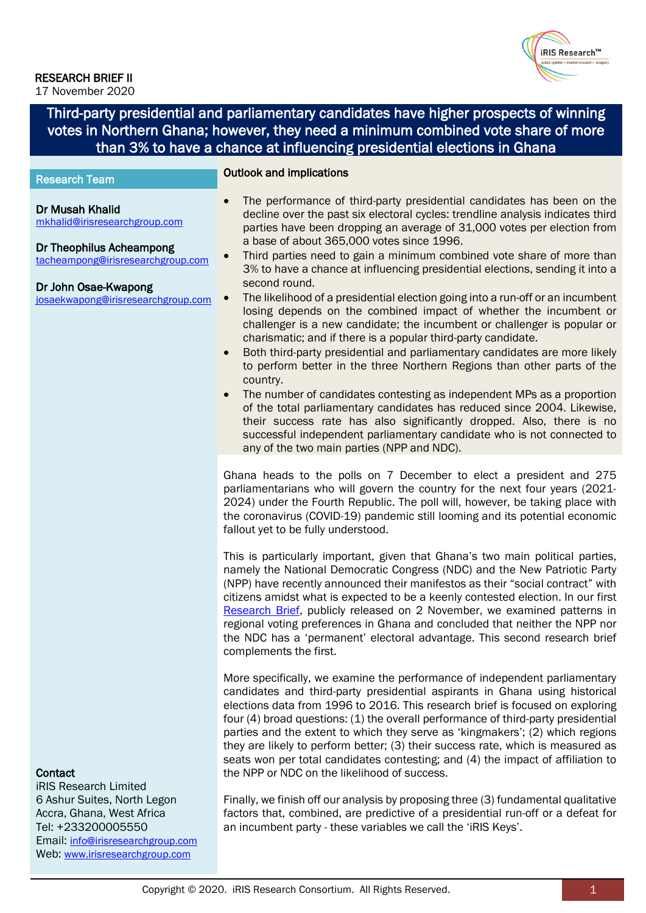RESEARCH BRIEF II
17 November 2020

# Third-party presidential and parliamentary candidates have higher prospects of winning votes in Northern Ghana; however, they need a minimum combined vote share of more than 3% to have a chance at influencing presidential elections in Ghana

## Outlook and implications

- The performance of third-party presidential candidates has been on the decline over the past six electoral cycles: trendline analysis indicates third parties have been dropping an average of 31,000 votes per election from a base of about 365,000 votes since 1996.
- Third parties need to gain a minimum combined vote share of more than 3% to have a chance at influencing presidential elections, sending it into a second round.
- The likelihood of a presidential election going into a run-off or an incumbent losing depends on the combined impact of whether the incumbent or challenger is a new candidate; the incumbent or challenger is popular or charismatic; and if there is a popular third-party candidate.
- Both third-party presidential and parliamentary candidates are more likely to perform better in the three Northern Regions than other parts of the country.
- The number of candidates contesting as independent MPs as a proportion of the total parliamentary candidates has reduced since 2004. Likewise, their success rate has also significantly dropped. Also, there is no successful independent parliamentary candidate who is not connected to any of the two main parties (NPP and NDC).

Ghana heads to the polls on 7 December to elect a president and 275 parliamentarians who will govern the country for the next four years (2021-2024) under the Fourth Republic. The poll will, however, be taking place with the coronavirus (COVID-19) pandemic still looming and its potential economic fallout yet to be fully understood.

This is particularly important, given that Ghana's two main political parties, namely the National Democratic Congress (NDC) and the New Patriotic Party (NPP) have recently announced their manifestos as their "social contract" with citizens amidst what is expected to be a keenly contested election. In our first Research Brief, publicly released on 2 November, we examined patterns in regional voting preferences in Ghana and concluded that neither the NPP nor the NDC has a 'permanent' electoral advantage. This second research brief complements the first.

More specifically, we examine the performance of independent parliamentary candidates and third-party presidential aspirants in Ghana using historical elections data from 1996 to 2016. This research brief is focused on exploring four (4) broad questions: (1) the overall performance of third-party presidential parties and the extent to which they serve as 'kingmakers'; (2) which regions they are likely to perform better; (3) their success rate, which is measured as seats won per total candidates contesting; and (4) the impact of affiliation to the NPP or NDC on the likelihood of success.

Finally, we finish off our analysis by proposing three (3) fundamental qualitative factors that, combined, are predictive of a presidential run-off or a defeat for an incumbent party - these variables we call the 'iRIS Keys'.

## Research Team

**Dr Musah Khalid**
mkhalid@irisresearchgroup.com

**Dr Theophilus Acheampong**
tacheampong@irisresearchgroup.com

**Dr John Osae-Kwapong**
josaekwapong@irisresearchgroup.com

## Contact

iRIS Research Limited
6 Ashur Suites, North Legon
Accra, Ghana, West Africa
Tel: +233200005550
Email: info@irisresearchgroup.com
Web: www.irisresearchgroup.com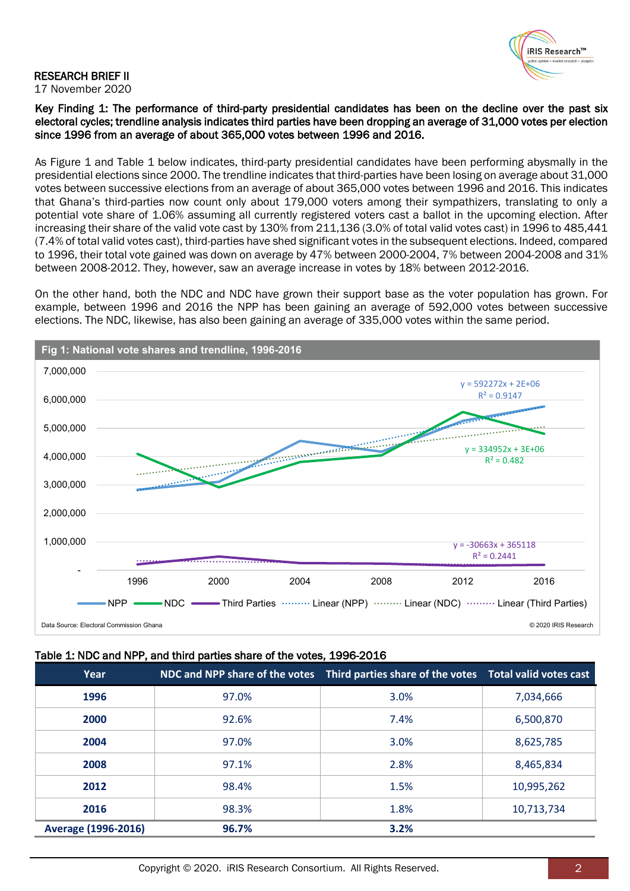RESEARCH BRIEF II
17 November 2020

**Key Finding 1: The performance of third-party presidential candidates has been on the decline over the past six electoral cycles; trendline analysis indicates third parties have been dropping an average of 31,000 votes per election since 1996 from an average of about 365,000 votes between 1996 and 2016.**

As Figure 1 and Table 1 below indicates, third-party presidential candidates have been performing abysmally in the presidential elections since 2000. The trendline indicates that third-parties have been losing on average about 31,000 votes between successive elections from an average of about 365,000 votes between 1996 and 2016. This indicates that Ghana's third-parties now count only about 179,000 voters among their sympathizers, translating to only a potential vote share of 1.06% assuming all currently registered voters cast a ballot in the upcoming election. After increasing their share of the valid vote cast by 130% from 211,136 (3.0% of total valid votes cast) in 1996 to 485,441 (7.4% of total valid votes cast), third-parties have shed significant votes in the subsequent elections. Indeed, compared to 1996, their total vote gained was down on average by 47% between 2000-2004, 7% between 2004-2008 and 31% between 2008-2012. They, however, saw an average increase in votes by 18% between 2012-2016.

On the other hand, both the NDC and NDC have grown their support base as the voter population has grown. For example, between 1996 and 2016 the NPP has been gaining an average of 592,000 votes between successive elections. The NDC, likewise, has also been gaining an average of 335,000 votes within the same period.

**Fig 1: National vote shares and trendline, 1996-2016**

Legend: NPP, NDC, Third Parties, Linear (NPP), Linear (NDC), Linear (Third Parties)

$y = 592272x + 2E+06$, $R^2 = 0.9147$

$y = 334952x + 3E+06$, $R^2 = 0.482$

$y = -30663x + 365118$, $R^2 = 0.2441$

Data Source: Electoral Commission Ghana © 2020 IRIS Research

**Table 1: NDC and NPP, and third parties share of the votes, 1996-2016**

| Year | NDC and NPP share of the votes | Third parties share of the votes | Total valid votes cast |
|---|---|---|---|
| **1996** | 97.0% | 3.0% | 7,034,666 |
| **2000** | 92.6% | 7.4% | 6,500,870 |
| **2004** | 97.0% | 3.0% | 8,625,785 |
| **2008** | 97.1% | 2.8% | 8,465,834 |
| **2012** | 98.4% | 1.5% | 10,995,262 |
| **2016** | 98.3% | 1.8% | 10,713,734 |
| **Average (1996-2016)** | **96.7%** | **3.2%** | |

Copyright © 2020. iRIS Research Consortium. All Rights Reserved.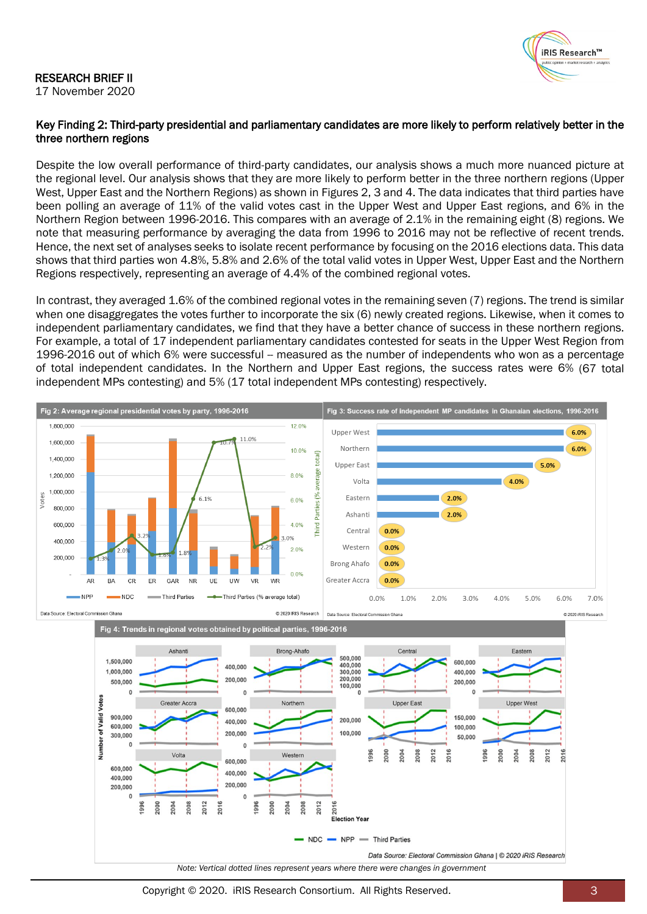RESEARCH BRIEF II
17 November 2020

**Key Finding 2: Third-party presidential and parliamentary candidates are more likely to perform relatively better in the three northern regions**

Despite the low overall performance of third-party candidates, our analysis shows a much more nuanced picture at the regional level. Our analysis shows that they are more likely to perform better in the three northern regions (Upper West, Upper East and the Northern Regions) as shown in Figures 2, 3 and 4. The data indicates that third parties have been polling an average of 11% of the valid votes cast in the Upper West and Upper East regions, and 6% in the Northern Region between 1996-2016. This compares with an average of 2.1% in the remaining eight (8) regions. We note that measuring performance by averaging the data from 1996 to 2016 may not be reflective of recent trends. Hence, the next set of analyses seeks to isolate recent performance by focusing on the 2016 elections data. This data shows that third parties won 4.8%, 5.8% and 2.6% of the total valid votes in Upper West, Upper East and the Northern Regions respectively, representing an average of 4.4% of the combined regional votes.

In contrast, they averaged 1.6% of the combined regional votes in the remaining seven (7) regions. The trend is similar when one disaggregates the votes further to incorporate the six (6) newly created regions. Likewise, when it comes to independent parliamentary candidates, we find that they have a better chance of success in these three northern regions. For example, a total of 17 independent parliamentary candidates contested for seats in the Upper West Region from 1996-2016 out of which 6% were successful – measured as the number of independents who won as a percentage of total independent candidates. In the Northern and Upper East regions, the success rates were 6% (67 total independent MPs contesting) and 5% (17 total independent MPs contesting) respectively.

Fig 2: Average regional presidential votes by party, 1996-2016

Data Source: Electoral Commission Ghana | © 2020 iRIS Research

Fig 3: Success rate of independent MP candidates in Ghanaian elections, 1996-2016

| Region | Success rate |
|---|---|
| Upper West | 6.0% |
| Northern | 6.0% |
| Upper East | 5.0% |
| Volta | 4.0% |
| Eastern | 2.0% |
| Ashanti | 2.0% |
| Central | 0.0% |
| Western | 0.0% |
| Brong Ahafo | 0.0% |
| Greater Accra | 0.0% |

Data Source: Electoral Commission Ghana | © 2020 iRIS Research

Fig 4: Trends in regional votes obtained by political parties, 1996-2016

Data Source: Electoral Commission Ghana | © 2020 iRIS Research

*Note: Vertical dotted lines represent years where there were changes in government*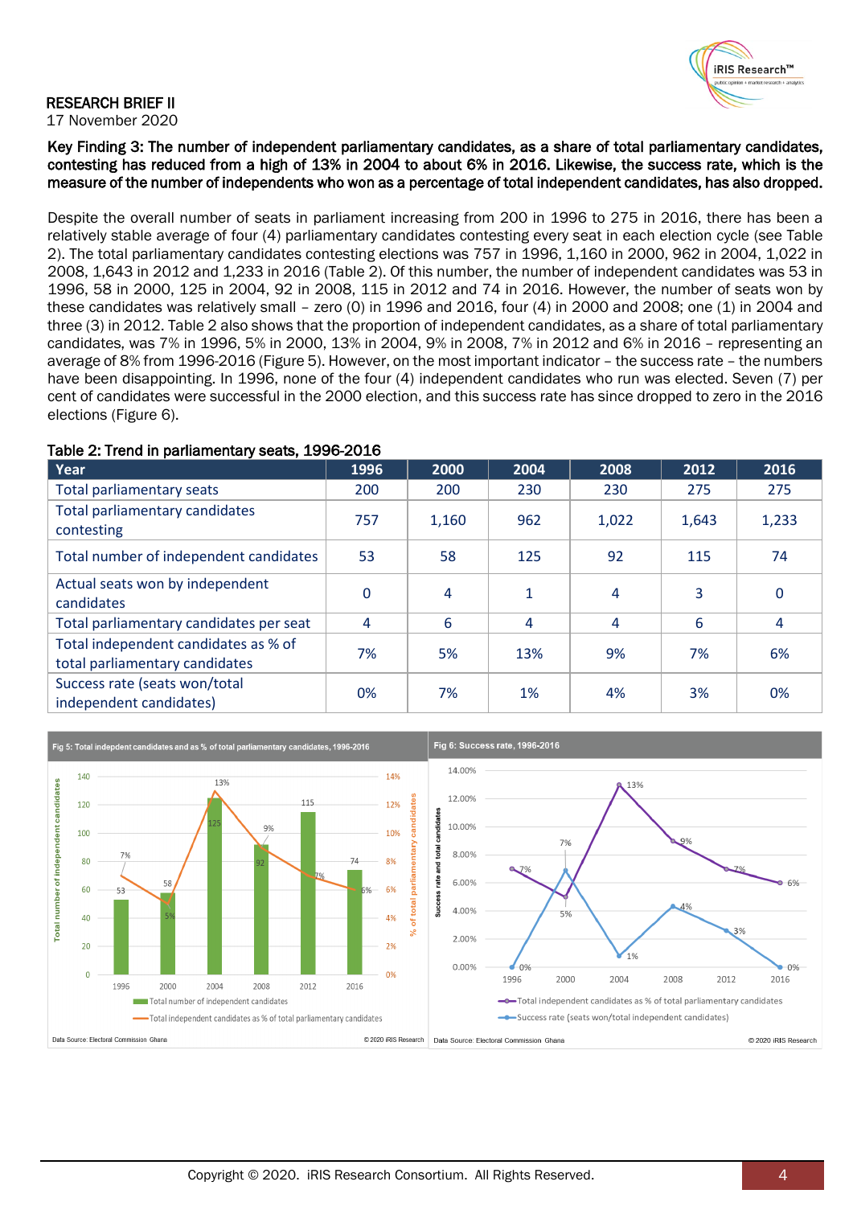RESEARCH BRIEF II
17 November 2020

**Key Finding 3: The number of independent parliamentary candidates, as a share of total parliamentary candidates, contesting has reduced from a high of 13% in 2004 to about 6% in 2016. Likewise, the success rate, which is the measure of the number of independents who won as a percentage of total independent candidates, has also dropped.**

Despite the overall number of seats in parliament increasing from 200 in 1996 to 275 in 2016, there has been a relatively stable average of four (4) parliamentary candidates contesting every seat in each election cycle (see Table 2). The total parliamentary candidates contesting elections was 757 in 1996, 1,160 in 2000, 962 in 2004, 1,022 in 2008, 1,643 in 2012 and 1,233 in 2016 (Table 2). Of this number, the number of independent candidates was 53 in 1996, 58 in 2000, 125 in 2004, 92 in 2008, 115 in 2012 and 74 in 2016. However, the number of seats won by these candidates was relatively small – zero (0) in 1996 and 2016, four (4) in 2000 and 2008; one (1) in 2004 and three (3) in 2012. Table 2 also shows that the proportion of independent candidates, as a share of total parliamentary candidates, was 7% in 1996, 5% in 2000, 13% in 2004, 9% in 2008, 7% in 2012 and 6% in 2016 – representing an average of 8% from 1996-2016 (Figure 5). However, on the most important indicator – the success rate – the numbers have been disappointing. In 1996, none of the four (4) independent candidates who run was elected. Seven (7) per cent of candidates were successful in the 2000 election, and this success rate has since dropped to zero in the 2016 elections (Figure 6).

**Table 2: Trend in parliamentary seats, 1996-2016**

| Year | 1996 | 2000 | 2004 | 2008 | 2012 | 2016 |
|---|---|---|---|---|---|---|
| Total parliamentary seats | 200 | 200 | 230 | 230 | 275 | 275 |
| Total parliamentary candidates contesting | 757 | 1,160 | 962 | 1,022 | 1,643 | 1,233 |
| Total number of independent candidates | 53 | 58 | 125 | 92 | 115 | 74 |
| Actual seats won by independent candidates | 0 | 4 | 1 | 4 | 3 | 0 |
| Total parliamentary candidates per seat | 4 | 6 | 4 | 4 | 6 | 4 |
| Total independent candidates as % of total parliamentary candidates | 7% | 5% | 13% | 9% | 7% | 6% |
| Success rate (seats won/total independent candidates) | 0% | 7% | 1% | 4% | 3% | 0% |

Fig 5: Total indepdent candidates and as % of total parliamentary candidates, 1996-2016

Data Source: Electoral Commission Ghana © 2020 iRIS Research

Fig 6: Success rate, 1996-2016

Data Source: Electoral Commission Ghana © 2020 iRIS Research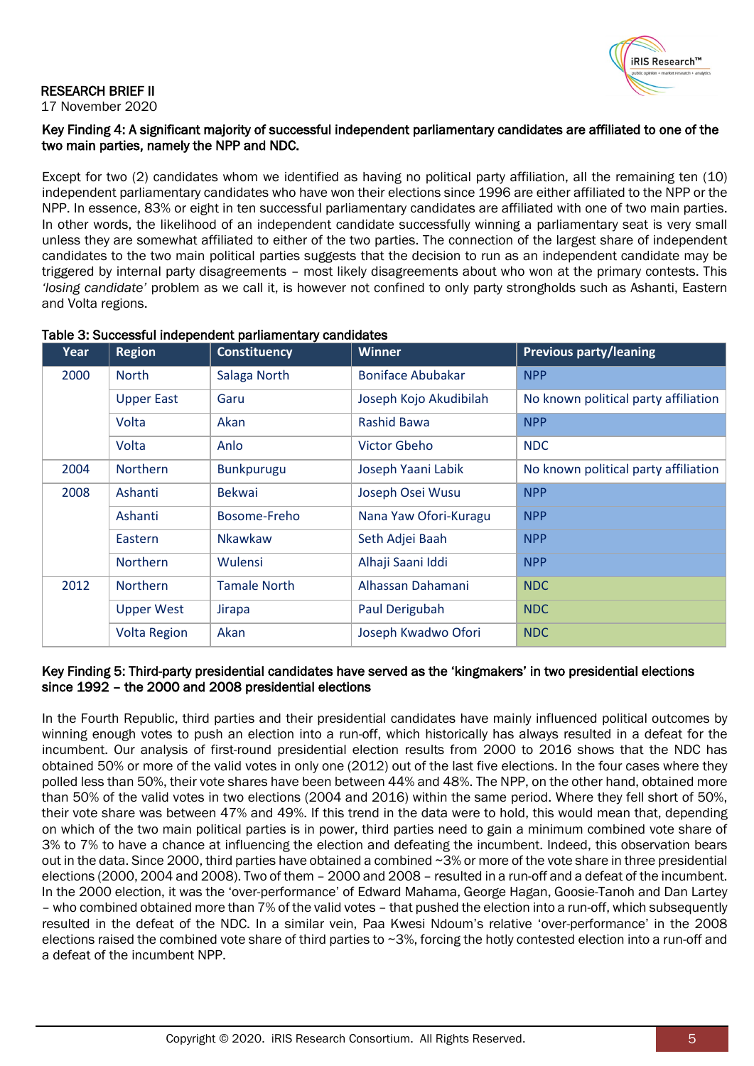RESEARCH BRIEF II
17 November 2020

**Key Finding 4: A significant majority of successful independent parliamentary candidates are affiliated to one of the two main parties, namely the NPP and NDC.**

Except for two (2) candidates whom we identified as having no political party affiliation, all the remaining ten (10) independent parliamentary candidates who have won their elections since 1996 are either affiliated to the NPP or the NPP. In essence, 83% or eight in ten successful parliamentary candidates are affiliated with one of two main parties. In other words, the likelihood of an independent candidate successfully winning a parliamentary seat is very small unless they are somewhat affiliated to either of the two parties. The connection of the largest share of independent candidates to the two main political parties suggests that the decision to run as an independent candidate may be triggered by internal party disagreements – most likely disagreements about who won at the primary contests. This *'losing candidate'* problem as we call it, is however not confined to only party strongholds such as Ashanti, Eastern and Volta regions.

**Table 3: Successful independent parliamentary candidates**

| Year | Region | Constituency | Winner | Previous party/leaning |
|---|---|---|---|---|
| 2000 | North | Salaga North | Boniface Abubakar | NPP |
| | Upper East | Garu | Joseph Kojo Akudibilah | No known political party affiliation |
| | Volta | Akan | Rashid Bawa | NPP |
| | Volta | Anlo | Victor Gbeho | NDC |
| 2004 | Northern | Bunkpurugu | Joseph Yaani Labik | No known political party affiliation |
| 2008 | Ashanti | Bekwai | Joseph Osei Wusu | NPP |
| | Ashanti | Bosome-Freho | Nana Yaw Ofori-Kuragu | NPP |
| | Eastern | Nkawkaw | Seth Adjei Baah | NPP |
| | Northern | Wulensi | Alhaji Saani Iddi | NPP |
| 2012 | Northern | Tamale North | Alhassan Dahamani | NDC |
| | Upper West | Jirapa | Paul Derigubah | NDC |
| | Volta Region | Akan | Joseph Kwadwo Ofori | NDC |

**Key Finding 5: Third-party presidential candidates have served as the 'kingmakers' in two presidential elections since 1992 – the 2000 and 2008 presidential elections**

In the Fourth Republic, third parties and their presidential candidates have mainly influenced political outcomes by winning enough votes to push an election into a run-off, which historically has always resulted in a defeat for the incumbent. Our analysis of first-round presidential election results from 2000 to 2016 shows that the NDC has obtained 50% or more of the valid votes in only one (2012) out of the last five elections. In the four cases where they polled less than 50%, their vote shares have been between 44% and 48%. The NPP, on the other hand, obtained more than 50% of the valid votes in two elections (2004 and 2016) within the same period. Where they fell short of 50%, their vote share was between 47% and 49%. If this trend in the data were to hold, this would mean that, depending on which of the two main political parties is in power, third parties need to gain a minimum combined vote share of 3% to 7% to have a chance at influencing the election and defeating the incumbent. Indeed, this observation bears out in the data. Since 2000, third parties have obtained a combined ~3% or more of the vote share in three presidential elections (2000, 2004 and 2008). Two of them – 2000 and 2008 – resulted in a run-off and a defeat of the incumbent. In the 2000 election, it was the 'over-performance' of Edward Mahama, George Hagan, Goosie-Tanoh and Dan Lartey – who combined obtained more than 7% of the valid votes – that pushed the election into a run-off, which subsequently resulted in the defeat of the NDC. In a similar vein, Paa Kwesi Ndoum's relative 'over-performance' in the 2008 elections raised the combined vote share of third parties to ~3%, forcing the hotly contested election into a run-off and a defeat of the incumbent NPP.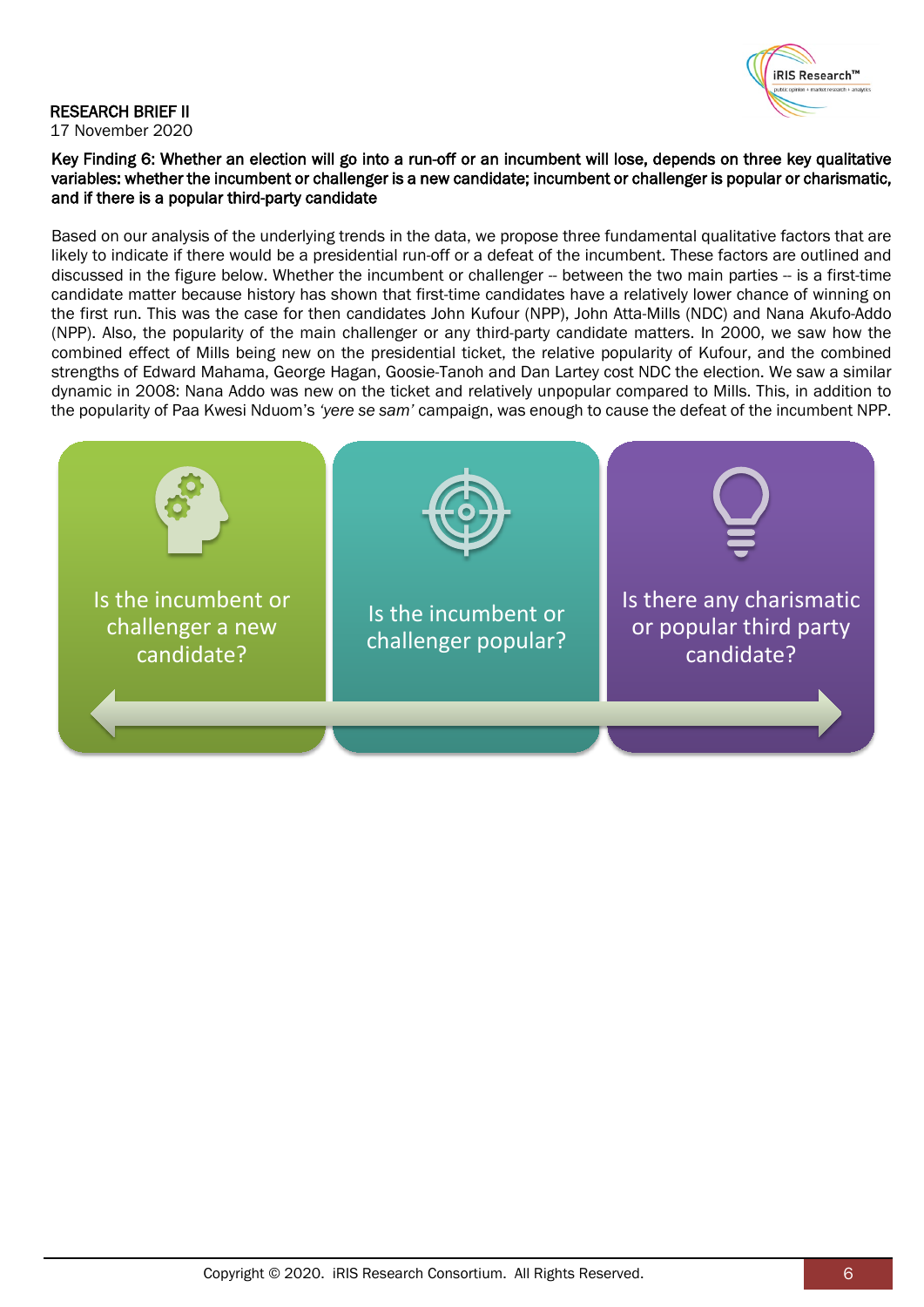RESEARCH BRIEF II

17 November 2020

**Key Finding 6: Whether an election will go into a run-off or an incumbent will lose, depends on three key qualitative variables: whether the incumbent or challenger is a new candidate; incumbent or challenger is popular or charismatic, and if there is a popular third-party candidate**

Based on our analysis of the underlying trends in the data, we propose three fundamental qualitative factors that are likely to indicate if there would be a presidential run-off or a defeat of the incumbent. These factors are outlined and discussed in the figure below. Whether the incumbent or challenger -- between the two main parties -- is a first-time candidate matter because history has shown that first-time candidates have a relatively lower chance of winning on the first run. This was the case for then candidates John Kufour (NPP), John Atta-Mills (NDC) and Nana Akufo-Addo (NPP). Also, the popularity of the main challenger or any third-party candidate matters. In 2000, we saw how the combined effect of Mills being new on the presidential ticket, the relative popularity of Kufour, and the combined strengths of Edward Mahama, George Hagan, Goosie-Tanoh and Dan Lartey cost NDC the election. We saw a similar dynamic in 2008: Nana Addo was new on the ticket and relatively unpopular compared to Mills. This, in addition to the popularity of Paa Kwesi Nduom's *'yere se sam'* campaign, was enough to cause the defeat of the incumbent NPP.

Is the incumbent or challenger a new candidate?

Is the incumbent or challenger popular?

Is there any charismatic or popular third party candidate?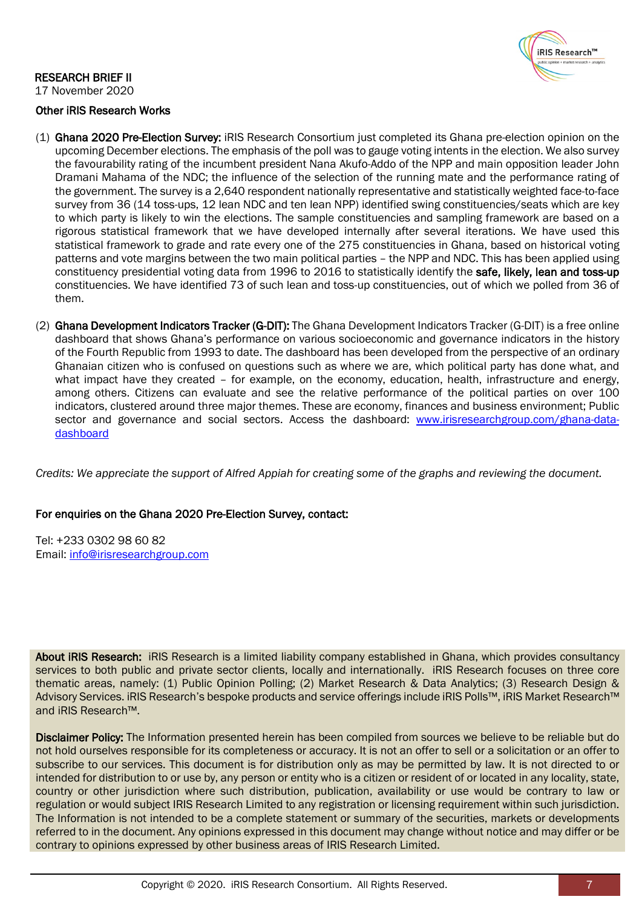RESEARCH BRIEF II

17 November 2020

**Other iRIS Research Works**

(1) **Ghana 2020 Pre-Election Survey:** iRIS Research Consortium just completed its Ghana pre-election opinion on the upcoming December elections. The emphasis of the poll was to gauge voting intents in the election. We also survey the favourability rating of the incumbent president Nana Akufo-Addo of the NPP and main opposition leader John Dramani Mahama of the NDC; the influence of the selection of the running mate and the performance rating of the government. The survey is a 2,640 respondent nationally representative and statistically weighted face-to-face survey from 36 (14 toss-ups, 12 lean NDC and ten lean NPP) identified swing constituencies/seats which are key to which party is likely to win the elections. The sample constituencies and sampling framework are based on a rigorous statistical framework that we have developed internally after several iterations. We have used this statistical framework to grade and rate every one of the 275 constituencies in Ghana, based on historical voting patterns and vote margins between the two main political parties – the NPP and NDC. This has been applied using constituency presidential voting data from 1996 to 2016 to statistically identify the **safe, likely, lean and toss-up** constituencies. We have identified 73 of such lean and toss-up constituencies, out of which we polled from 36 of them.

(2) **Ghana Development Indicators Tracker (G-DIT):** The Ghana Development Indicators Tracker (G-DIT) is a free online dashboard that shows Ghana's performance on various socioeconomic and governance indicators in the history of the Fourth Republic from 1993 to date. The dashboard has been developed from the perspective of an ordinary Ghanaian citizen who is confused on questions such as where we are, which political party has done what, and what impact have they created – for example, on the economy, education, health, infrastructure and energy, among others. Citizens can evaluate and see the relative performance of the political parties on over 100 indicators, clustered around three major themes. These are economy, finances and business environment; Public sector and governance and social sectors. Access the dashboard: [www.irisresearchgroup.com/ghana-data-dashboard](http://www.irisresearchgroup.com/ghana-data-dashboard)

*Credits: We appreciate the support of Alfred Appiah for creating some of the graphs and reviewing the document.*

**For enquiries on the Ghana 2020 Pre-Election Survey, contact:**

Tel: +233 0302 98 60 82
Email: [info@irisresearchgroup.com](mailto:info@irisresearchgroup.com)

**About iRIS Research:** iRIS Research is a limited liability company established in Ghana, which provides consultancy services to both public and private sector clients, locally and internationally. iRIS Research focuses on three core thematic areas, namely: (1) Public Opinion Polling; (2) Market Research & Data Analytics; (3) Research Design & Advisory Services. iRIS Research's bespoke products and service offerings include iRIS Polls™, iRIS Market Research™ and iRIS Research™.

**Disclaimer Policy:** The Information presented herein has been compiled from sources we believe to be reliable but do not hold ourselves responsible for its completeness or accuracy. It is not an offer to sell or a solicitation or an offer to subscribe to our services. This document is for distribution only as may be permitted by law. It is not directed to or intended for distribution to or use by, any person or entity who is a citizen or resident of or located in any locality, state, country or other jurisdiction where such distribution, publication, availability or use would be contrary to law or regulation or would subject IRIS Research Limited to any registration or licensing requirement within such jurisdiction. The Information is not intended to be a complete statement or summary of the securities, markets or developments referred to in the document. Any opinions expressed in this document may change without notice and may differ or be contrary to opinions expressed by other business areas of IRIS Research Limited.